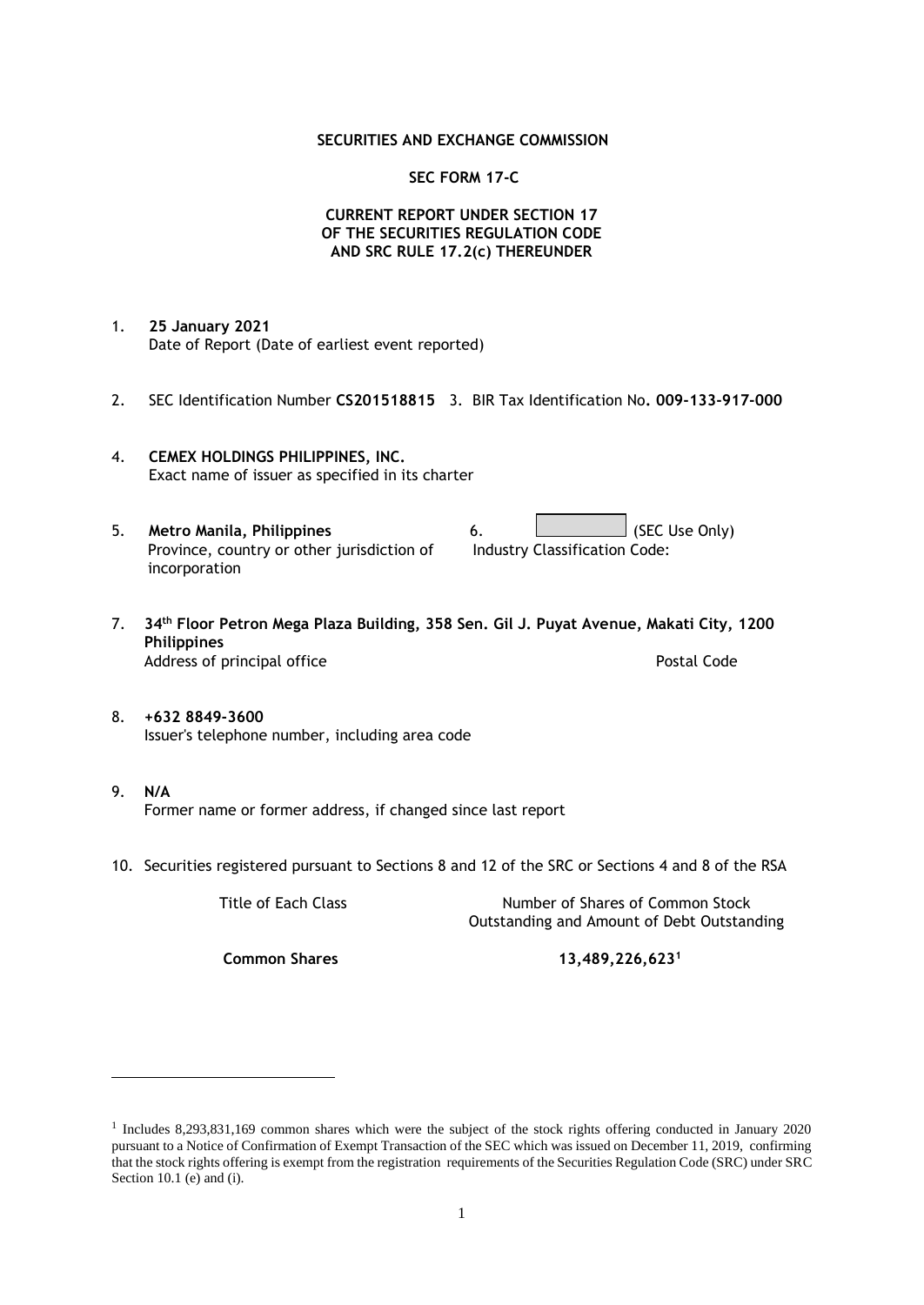**SECURITIES AND EXCHANGE COMMISSION**

**SEC FORM 17-C**

**CURRENT REPORT UNDER SECTION 17
OF THE SECURITIES REGULATION CODE
AND SRC RULE 17.2(c) THEREUNDER**

1. **25 January 2021**
   Date of Report (Date of earliest event reported)

2. SEC Identification Number **CS201518815** 3. BIR Tax Identification No**. 009-133-917-000**

4. **CEMEX HOLDINGS PHILIPPINES, INC.**
   Exact name of issuer as specified in its charter

5. **Metro Manila, Philippines**
   Province, country or other jurisdiction of incorporation

6. (SEC Use Only)
   Industry Classification Code:

7. **34th Floor Petron Mega Plaza Building, 358 Sen. Gil J. Puyat Avenue, Makati City, 1200 Philippines**
   Address of principal office — Postal Code

8. **+632 8849-3600**
   Issuer's telephone number, including area code

9. **N/A**
   Former name or former address, if changed since last report

10. Securities registered pursuant to Sections 8 and 12 of the SRC or Sections 4 and 8 of the RSA

| Title of Each Class | Number of Shares of Common Stock Outstanding and Amount of Debt Outstanding |
|---|---|
| **Common Shares** | **13,489,226,623[1]** |

[1] Includes 8,293,831,169 common shares which were the subject of the stock rights offering conducted in January 2020 pursuant to a Notice of Confirmation of Exempt Transaction of the SEC which was issued on December 11, 2019, confirming that the stock rights offering is exempt from the registration requirements of the Securities Regulation Code (SRC) under SRC Section 10.1 (e) and (i).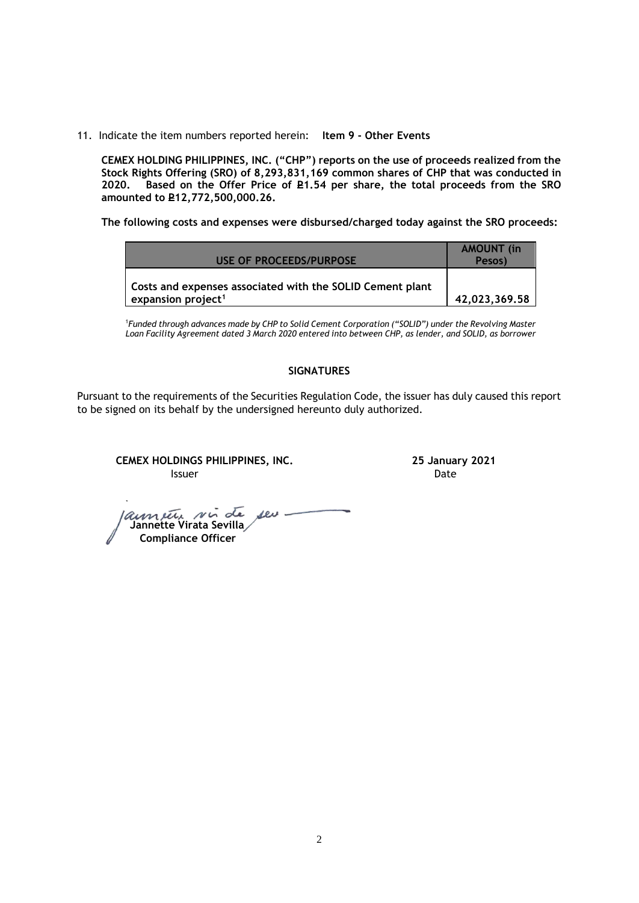11. Indicate the item numbers reported herein: **Item 9 - Other Events**

**CEMEX HOLDING PHILIPPINES, INC. ("CHP") reports on the use of proceeds realized from the Stock Rights Offering (SRO) of 8,293,831,169 common shares of CHP that was conducted in 2020. Based on the Offer Price of ₱1.54 per share, the total proceeds from the SRO amounted to ₱12,772,500,000.26.**

**The following costs and expenses were disbursed/charged today against the SRO proceeds:**

| USE OF PROCEEDS/PURPOSE | AMOUNT (in Pesos) |
|---|---|
| Costs and expenses associated with the SOLID Cement plant expansion project[1] | 42,023,369.58 |

[1]*Funded through advances made by CHP to Solid Cement Corporation ("SOLID") under the Revolving Master Loan Facility Agreement dated 3 March 2020 entered into between CHP, as lender, and SOLID, as borrower*

**SIGNATURES**

Pursuant to the requirements of the Securities Regulation Code, the issuer has duly caused this report to be signed on its behalf by the undersigned hereunto duly authorized.

**CEMEX HOLDINGS PHILIPPINES, INC.**
Issuer

**25 January 2021**
Date

**Jannette Virata Sevilla**
**Compliance Officer**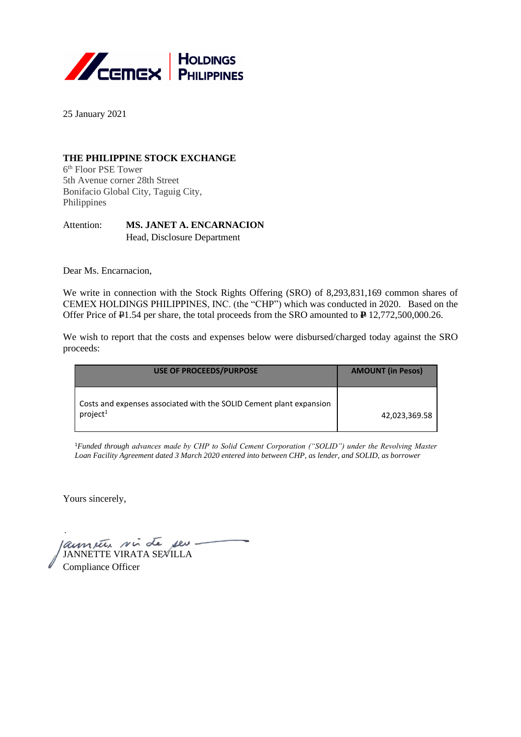25 January 2021

**THE PHILIPPINE STOCK EXCHANGE**
6th Floor PSE Tower
5th Avenue corner 28th Street
Bonifacio Global City, Taguig City,
Philippines

Attention: **MS. JANET A. ENCARNACION**
Head, Disclosure Department

Dear Ms. Encarnacion,

We write in connection with the Stock Rights Offering (SRO) of 8,293,831,169 common shares of CEMEX HOLDINGS PHILIPPINES, INC. (the "CHP") which was conducted in 2020. Based on the Offer Price of ₱1.54 per share, the total proceeds from the SRO amounted to **₱** 12,772,500,000.26.

We wish to report that the costs and expenses below were disbursed/charged today against the SRO proceeds:

| USE OF PROCEEDS/PURPOSE | AMOUNT (in Pesos) |
|---|---|
| Costs and expenses associated with the SOLID Cement plant expansion project[1] | 42,023,369.58 |

[1]*Funded through advances made by CHP to Solid Cement Corporation ("SOLID") under the Revolving Master Loan Facility Agreement dated 3 March 2020 entered into between CHP, as lender, and SOLID, as borrower*

Yours sincerely,

JANNETTE VIRATA SEVILLA
Compliance Officer